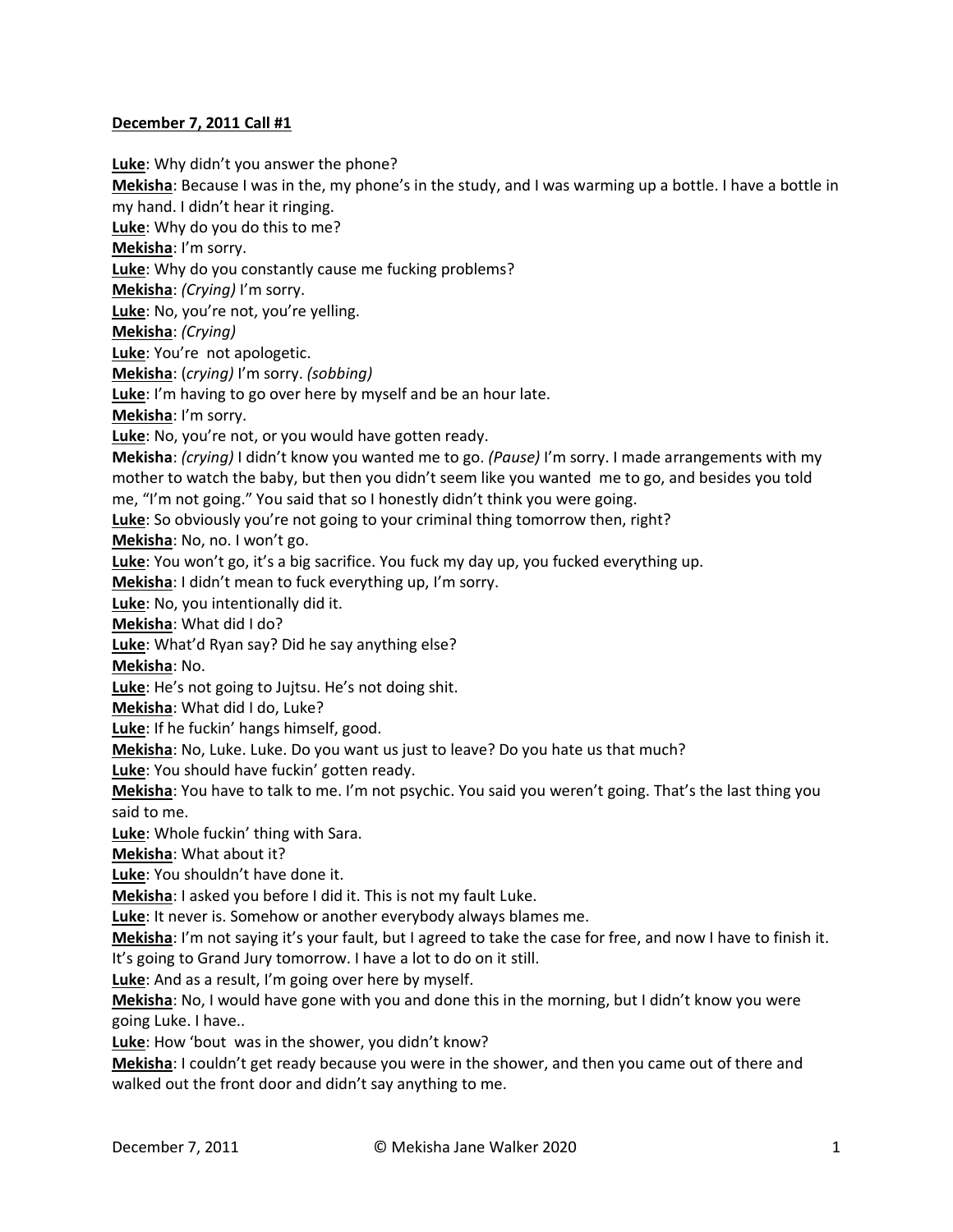**December 7, 2011 Call #1**

**Luke**: Why didn't you answer the phone?
**Mekisha**: Because I was in the, my phone's in the study, and I was warming up a bottle. I have a bottle in my hand. I didn't hear it ringing.
**Luke**: Why do you do this to me?
**Mekisha**: I'm sorry.
**Luke**: Why do you constantly cause me fucking problems?
**Mekisha**: *(Crying)* I'm sorry.
**Luke**: No, you're not, you're yelling.
**Mekisha**: *(Crying)*
**Luke**: You're not apologetic.
**Mekisha**: (*crying)* I'm sorry. *(sobbing)*
**Luke**: I'm having to go over here by myself and be an hour late.
**Mekisha**: I'm sorry.
**Luke**: No, you're not, or you would have gotten ready.
**Mekisha**: *(crying)* I didn't know you wanted me to go. *(Pause)* I'm sorry. I made arrangements with my mother to watch the baby, but then you didn't seem like you wanted me to go, and besides you told me, "I'm not going." You said that so I honestly didn't think you were going.
**Luke**: So obviously you're not going to your criminal thing tomorrow then, right?
**Mekisha**: No, no. I won't go.
**Luke**: You won't go, it's a big sacrifice. You fuck my day up, you fucked everything up.
**Mekisha**: I didn't mean to fuck everything up, I'm sorry.
**Luke**: No, you intentionally did it.
**Mekisha**: What did I do?
**Luke**: What'd Ryan say? Did he say anything else?
**Mekisha**: No.
**Luke**: He's not going to Jujtsu. He's not doing shit.
**Mekisha**: What did I do, Luke?
**Luke**: If he fuckin' hangs himself, good.
**Mekisha**: No, Luke. Luke. Do you want us just to leave? Do you hate us that much?
**Luke**: You should have fuckin' gotten ready.
**Mekisha**: You have to talk to me. I'm not psychic. You said you weren't going. That's the last thing you said to me.
**Luke**: Whole fuckin' thing with Sara.
**Mekisha**: What about it?
**Luke**: You shouldn't have done it.
**Mekisha**: I asked you before I did it. This is not my fault Luke.
**Luke**: It never is. Somehow or another everybody always blames me.
**Mekisha**: I'm not saying it's your fault, but I agreed to take the case for free, and now I have to finish it. It's going to Grand Jury tomorrow. I have a lot to do on it still.
**Luke**: And as a result, I'm going over here by myself.
**Mekisha**: No, I would have gone with you and done this in the morning, but I didn't know you were going Luke. I have..
**Luke**: How 'bout was in the shower, you didn't know?
**Mekisha**: I couldn't get ready because you were in the shower, and then you came out of there and walked out the front door and didn't say anything to me.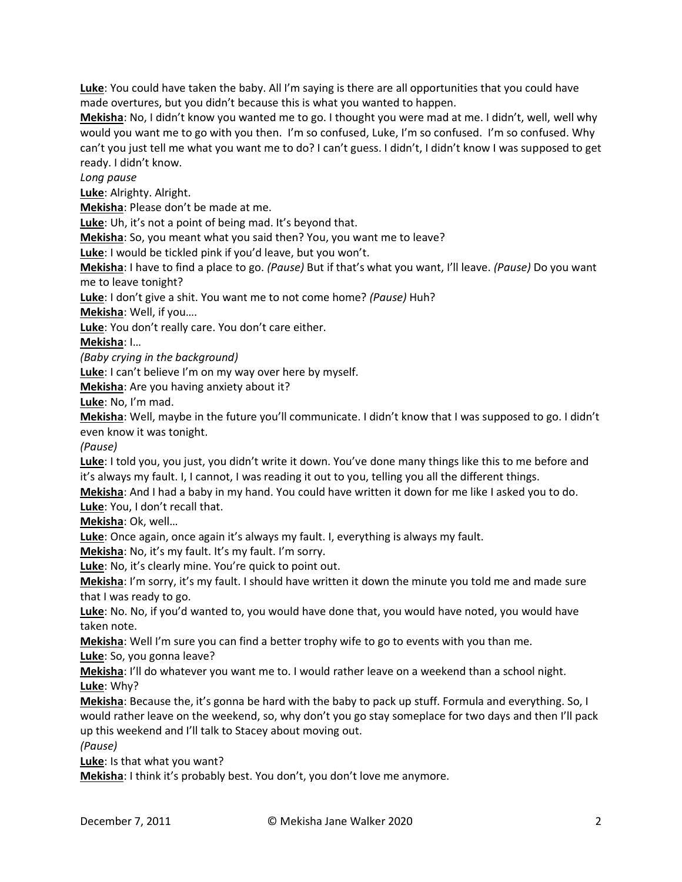**Luke**: You could have taken the baby. All I'm saying is there are all opportunities that you could have made overtures, but you didn't because this is what you wanted to happen.

**Mekisha**: No, I didn't know you wanted me to go. I thought you were mad at me. I didn't, well, well why would you want me to go with you then. I'm so confused, Luke, I'm so confused. I'm so confused. Why can't you just tell me what you want me to do? I can't guess. I didn't, I didn't know I was supposed to get ready. I didn't know.

*Long pause*

**Luke**: Alrighty. Alright.

**Mekisha**: Please don't be made at me.

**Luke**: Uh, it's not a point of being mad. It's beyond that.

**Mekisha**: So, you meant what you said then? You, you want me to leave?

**Luke**: I would be tickled pink if you'd leave, but you won't.

**Mekisha**: I have to find a place to go. *(Pause)* But if that's what you want, I'll leave. *(Pause)* Do you want me to leave tonight?

**Luke**: I don't give a shit. You want me to not come home? *(Pause)* Huh?

**Mekisha**: Well, if you….

**Luke**: You don't really care. You don't care either.

**Mekisha**: I…

*(Baby crying in the background)*

**Luke**: I can't believe I'm on my way over here by myself.

**Mekisha**: Are you having anxiety about it?

**Luke**: No, I'm mad.

**Mekisha**: Well, maybe in the future you'll communicate. I didn't know that I was supposed to go. I didn't even know it was tonight.

*(Pause)*

**Luke**: I told you, you just, you didn't write it down. You've done many things like this to me before and it's always my fault. I, I cannot, I was reading it out to you, telling you all the different things.

**Mekisha**: And I had a baby in my hand. You could have written it down for me like I asked you to do.

**Luke**: You, I don't recall that.

**Mekisha**: Ok, well…

**Luke**: Once again, once again it's always my fault. I, everything is always my fault.

**Mekisha**: No, it's my fault. It's my fault. I'm sorry.

**Luke**: No, it's clearly mine. You're quick to point out.

**Mekisha**: I'm sorry, it's my fault. I should have written it down the minute you told me and made sure that I was ready to go.

**Luke**: No. No, if you'd wanted to, you would have done that, you would have noted, you would have taken note.

**Mekisha**: Well I'm sure you can find a better trophy wife to go to events with you than me.

**Luke**: So, you gonna leave?

**Mekisha**: I'll do whatever you want me to. I would rather leave on a weekend than a school night.

**Luke**: Why?

**Mekisha**: Because the, it's gonna be hard with the baby to pack up stuff. Formula and everything. So, I would rather leave on the weekend, so, why don't you go stay someplace for two days and then I'll pack up this weekend and I'll talk to Stacey about moving out.

*(Pause)*

**Luke**: Is that what you want?

**Mekisha**: I think it's probably best. You don't, you don't love me anymore.

December 7, 2011 © Mekisha Jane Walker 2020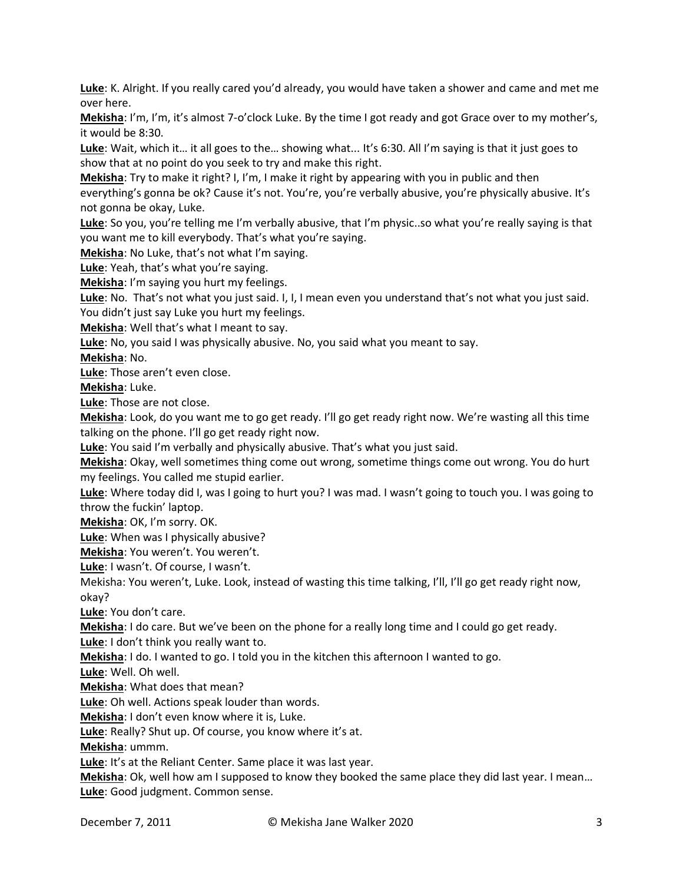**Luke**: K. Alright. If you really cared you'd already, you would have taken a shower and came and met me over here.

**Mekisha**: I'm, I'm, it's almost 7-o'clock Luke. By the time I got ready and got Grace over to my mother's, it would be 8:30.

**Luke**: Wait, which it… it all goes to the… showing what... It's 6:30. All I'm saying is that it just goes to show that at no point do you seek to try and make this right.

**Mekisha**: Try to make it right? I, I'm, I make it right by appearing with you in public and then everything's gonna be ok? Cause it's not. You're, you're verbally abusive, you're physically abusive. It's not gonna be okay, Luke.

**Luke**: So you, you're telling me I'm verbally abusive, that I'm physic..so what you're really saying is that you want me to kill everybody. That's what you're saying.

**Mekisha**: No Luke, that's not what I'm saying.

**Luke**: Yeah, that's what you're saying.

**Mekisha**: I'm saying you hurt my feelings.

**Luke**: No. That's not what you just said. I, I, I mean even you understand that's not what you just said. You didn't just say Luke you hurt my feelings.

**Mekisha**: Well that's what I meant to say.

**Luke**: No, you said I was physically abusive. No, you said what you meant to say.

**Mekisha**: No.

**Luke**: Those aren't even close.

**Mekisha**: Luke.

**Luke**: Those are not close.

**Mekisha**: Look, do you want me to go get ready. I'll go get ready right now. We're wasting all this time talking on the phone. I'll go get ready right now.

**Luke**: You said I'm verbally and physically abusive. That's what you just said.

**Mekisha**: Okay, well sometimes thing come out wrong, sometime things come out wrong. You do hurt my feelings. You called me stupid earlier.

**Luke**: Where today did I, was I going to hurt you? I was mad. I wasn't going to touch you. I was going to throw the fuckin' laptop.

**Mekisha**: OK, I'm sorry. OK.

**Luke**: When was I physically abusive?

**Mekisha**: You weren't. You weren't.

**Luke**: I wasn't. Of course, I wasn't.

Mekisha: You weren't, Luke. Look, instead of wasting this time talking, I'll, I'll go get ready right now, okay?

**Luke**: You don't care.

**Mekisha**: I do care. But we've been on the phone for a really long time and I could go get ready.

**Luke**: I don't think you really want to.

**Mekisha**: I do. I wanted to go. I told you in the kitchen this afternoon I wanted to go.

**Luke**: Well. Oh well.

**Mekisha**: What does that mean?

**Luke**: Oh well. Actions speak louder than words.

**Mekisha**: I don't even know where it is, Luke.

**Luke**: Really? Shut up. Of course, you know where it's at.

**Mekisha**: ummm.

**Luke**: It's at the Reliant Center. Same place it was last year.

**Mekisha**: Ok, well how am I supposed to know they booked the same place they did last year. I mean…

**Luke**: Good judgment. Common sense.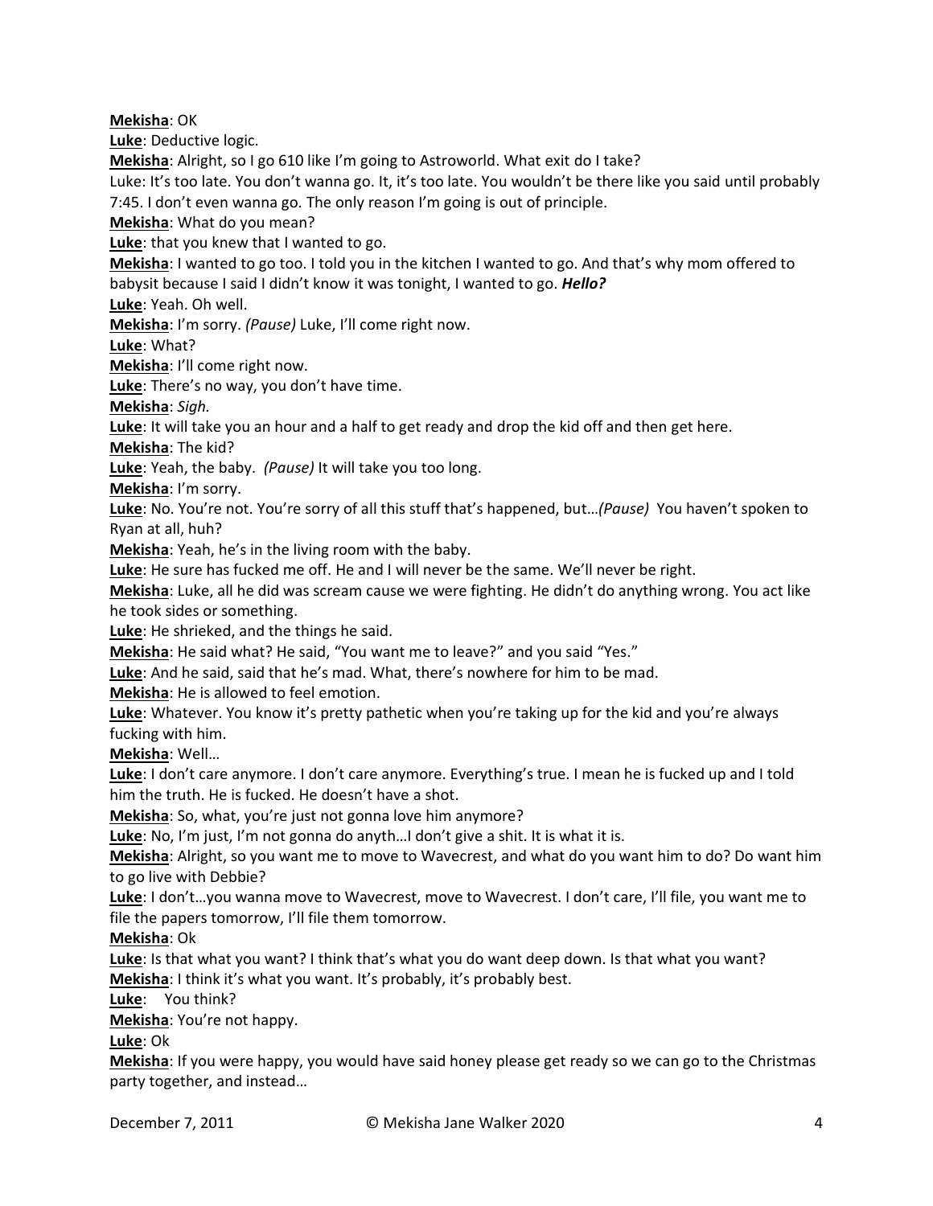**Mekisha**: OK

**Luke**: Deductive logic.

**Mekisha**: Alright, so I go 610 like I'm going to Astroworld. What exit do I take?

Luke: It's too late. You don't wanna go. It, it's too late. You wouldn't be there like you said until probably 7:45. I don't even wanna go. The only reason I'm going is out of principle.

**Mekisha**: What do you mean?

**Luke**: that you knew that I wanted to go.

**Mekisha**: I wanted to go too. I told you in the kitchen I wanted to go. And that's why mom offered to babysit because I said I didn't know it was tonight, I wanted to go. ***Hello?***

**Luke**: Yeah. Oh well.

**Mekisha**: I'm sorry. *(Pause)* Luke, I'll come right now.

**Luke**: What?

**Mekisha**: I'll come right now.

**Luke**: There's no way, you don't have time.

**Mekisha**: *Sigh.*

**Luke**: It will take you an hour and a half to get ready and drop the kid off and then get here.

**Mekisha**: The kid?

**Luke**: Yeah, the baby. *(Pause)* It will take you too long.

**Mekisha**: I'm sorry.

**Luke**: No. You're not. You're sorry of all this stuff that's happened, but…*(Pause)* You haven't spoken to Ryan at all, huh?

**Mekisha**: Yeah, he's in the living room with the baby.

**Luke**: He sure has fucked me off. He and I will never be the same. We'll never be right.

**Mekisha**: Luke, all he did was scream cause we were fighting. He didn't do anything wrong. You act like he took sides or something.

**Luke**: He shrieked, and the things he said.

**Mekisha**: He said what? He said, "You want me to leave?" and you said "Yes."

**Luke**: And he said, said that he's mad. What, there's nowhere for him to be mad.

**Mekisha**: He is allowed to feel emotion.

**Luke**: Whatever. You know it's pretty pathetic when you're taking up for the kid and you're always fucking with him.

**Mekisha**: Well…

**Luke**: I don't care anymore. I don't care anymore. Everything's true. I mean he is fucked up and I told him the truth. He is fucked. He doesn't have a shot.

**Mekisha**: So, what, you're just not gonna love him anymore?

**Luke**: No, I'm just, I'm not gonna do anyth…I don't give a shit. It is what it is.

**Mekisha**: Alright, so you want me to move to Wavecrest, and what do you want him to do? Do want him to go live with Debbie?

**Luke**: I don't…you wanna move to Wavecrest, move to Wavecrest. I don't care, I'll file, you want me to file the papers tomorrow, I'll file them tomorrow.

**Mekisha**: Ok

**Luke**: Is that what you want? I think that's what you do want deep down. Is that what you want?

**Mekisha**: I think it's what you want. It's probably, it's probably best.

**Luke**: You think?

**Mekisha**: You're not happy.

**Luke**: Ok

**Mekisha**: If you were happy, you would have said honey please get ready so we can go to the Christmas party together, and instead…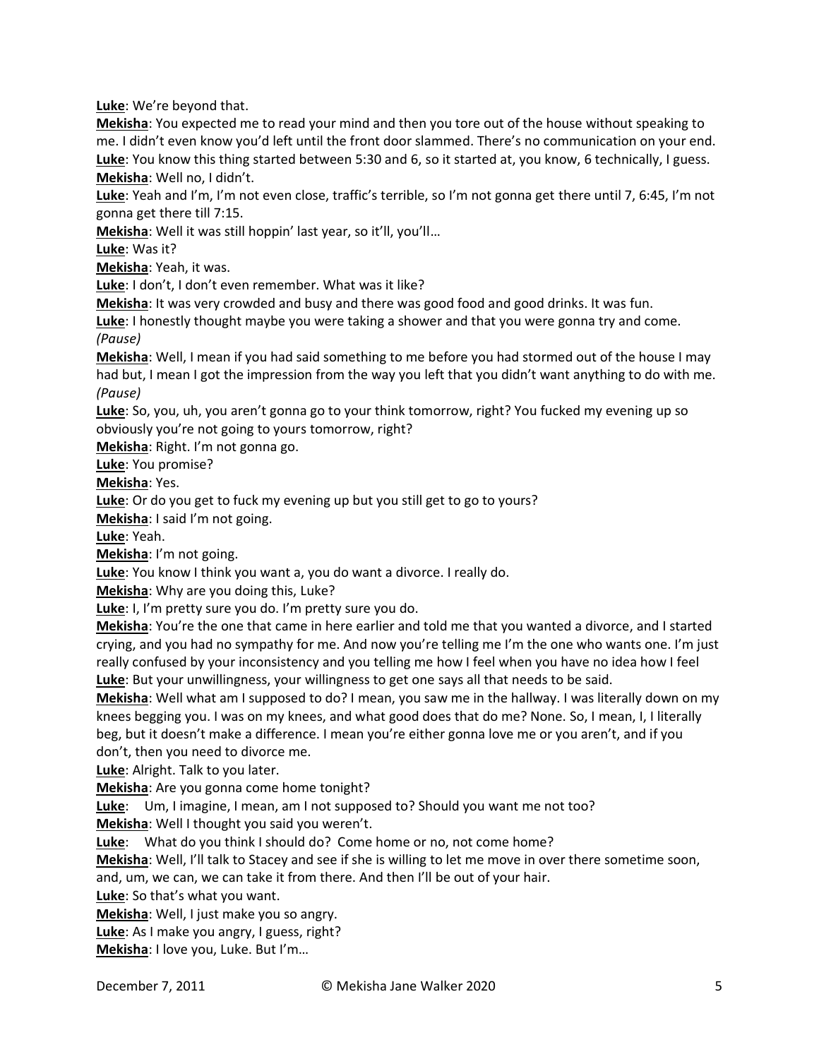**Luke**: We're beyond that.

**Mekisha**: You expected me to read your mind and then you tore out of the house without speaking to me. I didn't even know you'd left until the front door slammed. There's no communication on your end.

**Luke**: You know this thing started between 5:30 and 6, so it started at, you know, 6 technically, I guess.

**Mekisha**: Well no, I didn't.

**Luke**: Yeah and I'm, I'm not even close, traffic's terrible, so I'm not gonna get there until 7, 6:45, I'm not gonna get there till 7:15.

**Mekisha**: Well it was still hoppin' last year, so it'll, you'll…

**Luke**: Was it?

**Mekisha**: Yeah, it was.

**Luke**: I don't, I don't even remember. What was it like?

**Mekisha**: It was very crowded and busy and there was good food and good drinks. It was fun.

**Luke**: I honestly thought maybe you were taking a shower and that you were gonna try and come.
*(Pause)*

**Mekisha**: Well, I mean if you had said something to me before you had stormed out of the house I may had but, I mean I got the impression from the way you left that you didn't want anything to do with me.
*(Pause)*

**Luke**: So, you, uh, you aren't gonna go to your think tomorrow, right? You fucked my evening up so obviously you're not going to yours tomorrow, right?

**Mekisha**: Right. I'm not gonna go.

**Luke**: You promise?

**Mekisha**: Yes.

**Luke**: Or do you get to fuck my evening up but you still get to go to yours?

**Mekisha**: I said I'm not going.

**Luke**: Yeah.

**Mekisha**: I'm not going.

**Luke**: You know I think you want a, you do want a divorce. I really do.

**Mekisha**: Why are you doing this, Luke?

**Luke**: I, I'm pretty sure you do. I'm pretty sure you do.

**Mekisha**: You're the one that came in here earlier and told me that you wanted a divorce, and I started crying, and you had no sympathy for me. And now you're telling me I'm the one who wants one. I'm just really confused by your inconsistency and you telling me how I feel when you have no idea how I feel

**Luke**: But your unwillingness, your willingness to get one says all that needs to be said.

**Mekisha**: Well what am I supposed to do? I mean, you saw me in the hallway. I was literally down on my knees begging you. I was on my knees, and what good does that do me? None. So, I mean, I, I literally beg, but it doesn't make a difference. I mean you're either gonna love me or you aren't, and if you don't, then you need to divorce me.

**Luke**: Alright. Talk to you later.

**Mekisha**: Are you gonna come home tonight?

**Luke**: Um, I imagine, I mean, am I not supposed to? Should you want me not too?

**Mekisha**: Well I thought you said you weren't.

**Luke**: What do you think I should do? Come home or no, not come home?

**Mekisha**: Well, I'll talk to Stacey and see if she is willing to let me move in over there sometime soon, and, um, we can, we can take it from there. And then I'll be out of your hair.

**Luke**: So that's what you want.

**Mekisha**: Well, I just make you so angry.

**Luke**: As I make you angry, I guess, right?

**Mekisha**: I love you, Luke. But I'm…

December 7, 2011 © Mekisha Jane Walker 2020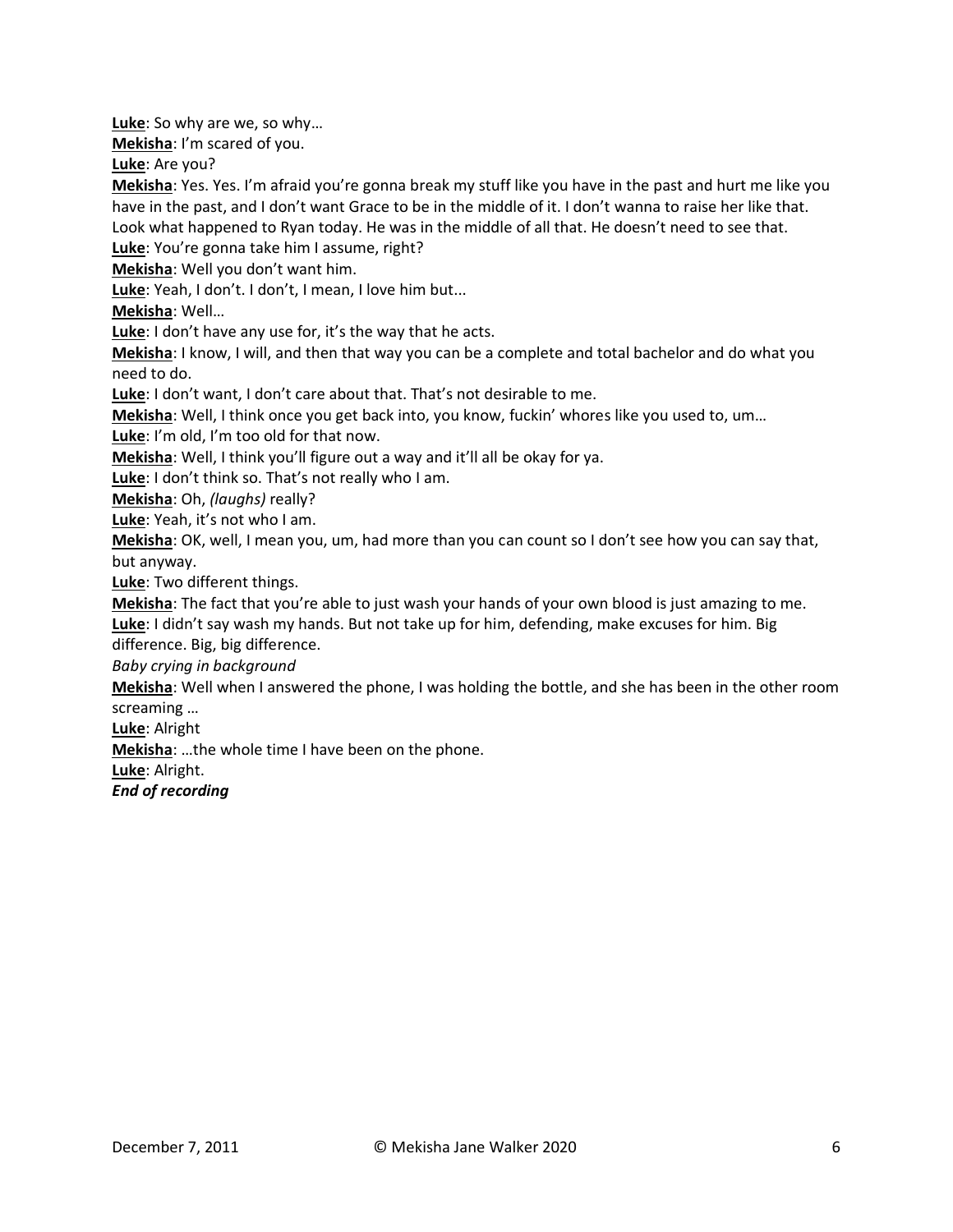**Luke**: So why are we, so why…
**Mekisha**: I'm scared of you.
**Luke**: Are you?
**Mekisha**: Yes. Yes. I'm afraid you're gonna break my stuff like you have in the past and hurt me like you have in the past, and I don't want Grace to be in the middle of it. I don't wanna to raise her like that. Look what happened to Ryan today. He was in the middle of all that. He doesn't need to see that.
**Luke**: You're gonna take him I assume, right?
**Mekisha**: Well you don't want him.
**Luke**: Yeah, I don't. I don't, I mean, I love him but...
**Mekisha**: Well…
**Luke**: I don't have any use for, it's the way that he acts.
**Mekisha**: I know, I will, and then that way you can be a complete and total bachelor and do what you need to do.
**Luke**: I don't want, I don't care about that. That's not desirable to me.
**Mekisha**: Well, I think once you get back into, you know, fuckin' whores like you used to, um…
**Luke**: I'm old, I'm too old for that now.
**Mekisha**: Well, I think you'll figure out a way and it'll all be okay for ya.
**Luke**: I don't think so. That's not really who I am.
**Mekisha**: Oh, *(laughs)* really?
**Luke**: Yeah, it's not who I am.
**Mekisha**: OK, well, I mean you, um, had more than you can count so I don't see how you can say that, but anyway.
**Luke**: Two different things.
**Mekisha**: The fact that you're able to just wash your hands of your own blood is just amazing to me.
**Luke**: I didn't say wash my hands. But not take up for him, defending, make excuses for him. Big difference. Big, big difference.
*Baby crying in background*
**Mekisha**: Well when I answered the phone, I was holding the bottle, and she has been in the other room screaming …
**Luke**: Alright
**Mekisha**: …the whole time I have been on the phone.
**Luke**: Alright.
***End of recording***

December 7, 2011 © Mekisha Jane Walker 2020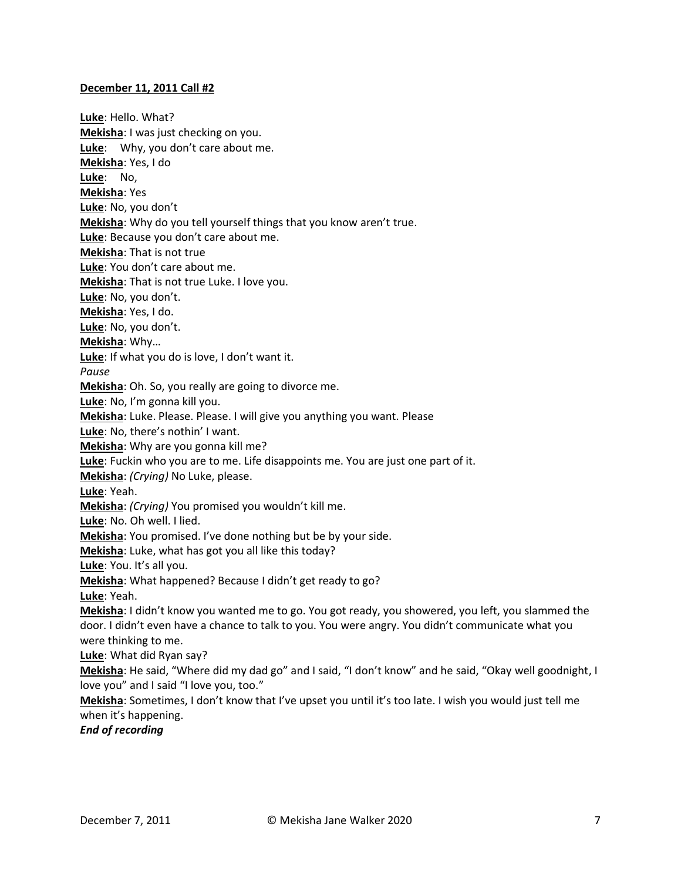**December 11, 2011 Call #2**

**Luke**: Hello. What?
**Mekisha**: I was just checking on you.
**Luke**: Why, you don't care about me.
**Mekisha**: Yes, I do
**Luke**: No,
**Mekisha**: Yes
**Luke**: No, you don't
**Mekisha**: Why do you tell yourself things that you know aren't true.
**Luke**: Because you don't care about me.
**Mekisha**: That is not true
**Luke**: You don't care about me.
**Mekisha**: That is not true Luke. I love you.
**Luke**: No, you don't.
**Mekisha**: Yes, I do.
**Luke**: No, you don't.
**Mekisha**: Why…
**Luke**: If what you do is love, I don't want it.
*Pause*
**Mekisha**: Oh. So, you really are going to divorce me.
**Luke**: No, I'm gonna kill you.
**Mekisha**: Luke. Please. Please. I will give you anything you want. Please
**Luke**: No, there's nothin' I want.
**Mekisha**: Why are you gonna kill me?
**Luke**: Fuckin who you are to me. Life disappoints me. You are just one part of it.
**Mekisha**: *(Crying)* No Luke, please.
**Luke**: Yeah.
**Mekisha**: *(Crying)* You promised you wouldn't kill me.
**Luke**: No. Oh well. I lied.
**Mekisha**: You promised. I've done nothing but be by your side.
**Mekisha**: Luke, what has got you all like this today?
**Luke**: You. It's all you.
**Mekisha**: What happened? Because I didn't get ready to go?
**Luke**: Yeah.
**Mekisha**: I didn't know you wanted me to go. You got ready, you showered, you left, you slammed the door. I didn't even have a chance to talk to you. You were angry. You didn't communicate what you were thinking to me.
**Luke**: What did Ryan say?
**Mekisha**: He said, "Where did my dad go" and I said, "I don't know" and he said, "Okay well goodnight, I love you" and I said "I love you, too."
**Mekisha**: Sometimes, I don't know that I've upset you until it's too late. I wish you would just tell me when it's happening.
***End of recording***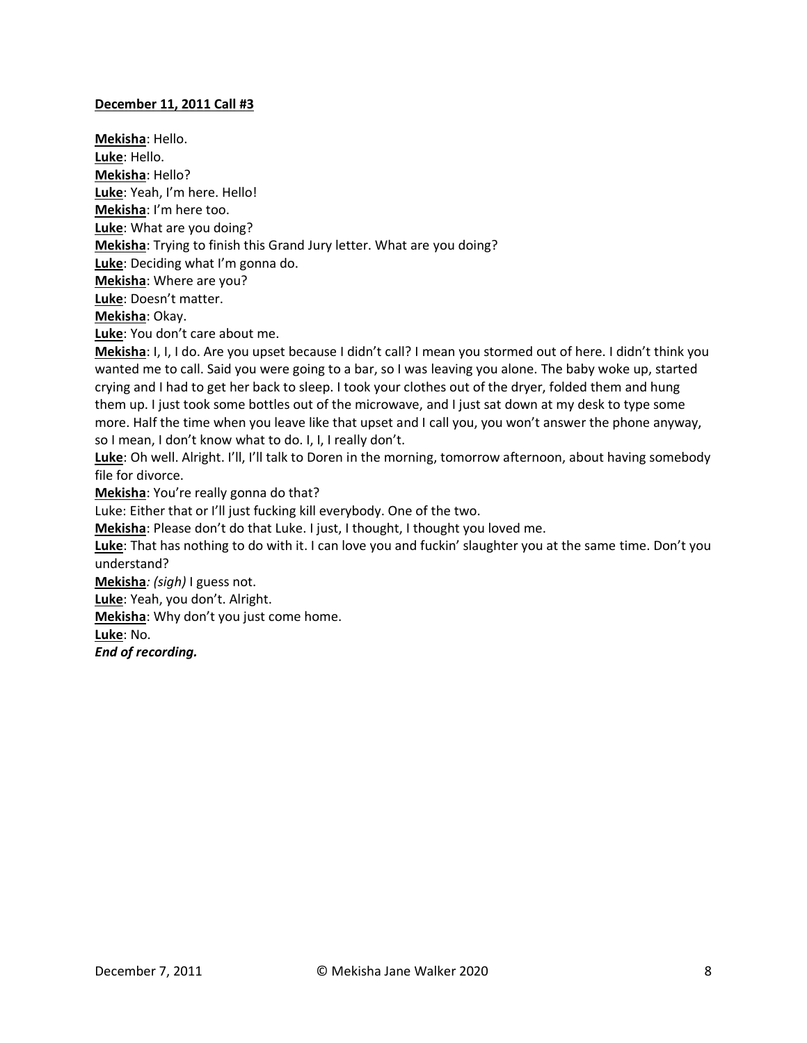**December 11, 2011 Call #3**

**Mekisha**: Hello.
**Luke**: Hello.
**Mekisha**: Hello?
**Luke**: Yeah, I'm here. Hello!
**Mekisha**: I'm here too.
**Luke**: What are you doing?
**Mekisha**: Trying to finish this Grand Jury letter. What are you doing?
**Luke**: Deciding what I'm gonna do.
**Mekisha**: Where are you?
**Luke**: Doesn't matter.
**Mekisha**: Okay.
**Luke**: You don't care about me.
**Mekisha**: I, I, I do. Are you upset because I didn't call? I mean you stormed out of here. I didn't think you wanted me to call. Said you were going to a bar, so I was leaving you alone. The baby woke up, started crying and I had to get her back to sleep. I took your clothes out of the dryer, folded them and hung them up. I just took some bottles out of the microwave, and I just sat down at my desk to type some more. Half the time when you leave like that upset and I call you, you won't answer the phone anyway, so I mean, I don't know what to do. I, I, I really don't.
**Luke**: Oh well. Alright. I'll, I'll talk to Doren in the morning, tomorrow afternoon, about having somebody file for divorce.
**Mekisha**: You're really gonna do that?
Luke: Either that or I'll just fucking kill everybody. One of the two.
**Mekisha**: Please don't do that Luke. I just, I thought, I thought you loved me.
**Luke**: That has nothing to do with it. I can love you and fuckin' slaughter you at the same time. Don't you understand?
**Mekisha***: (sigh)* I guess not.
**Luke**: Yeah, you don't. Alright.
**Mekisha**: Why don't you just come home.
**Luke**: No.
***End of recording.***